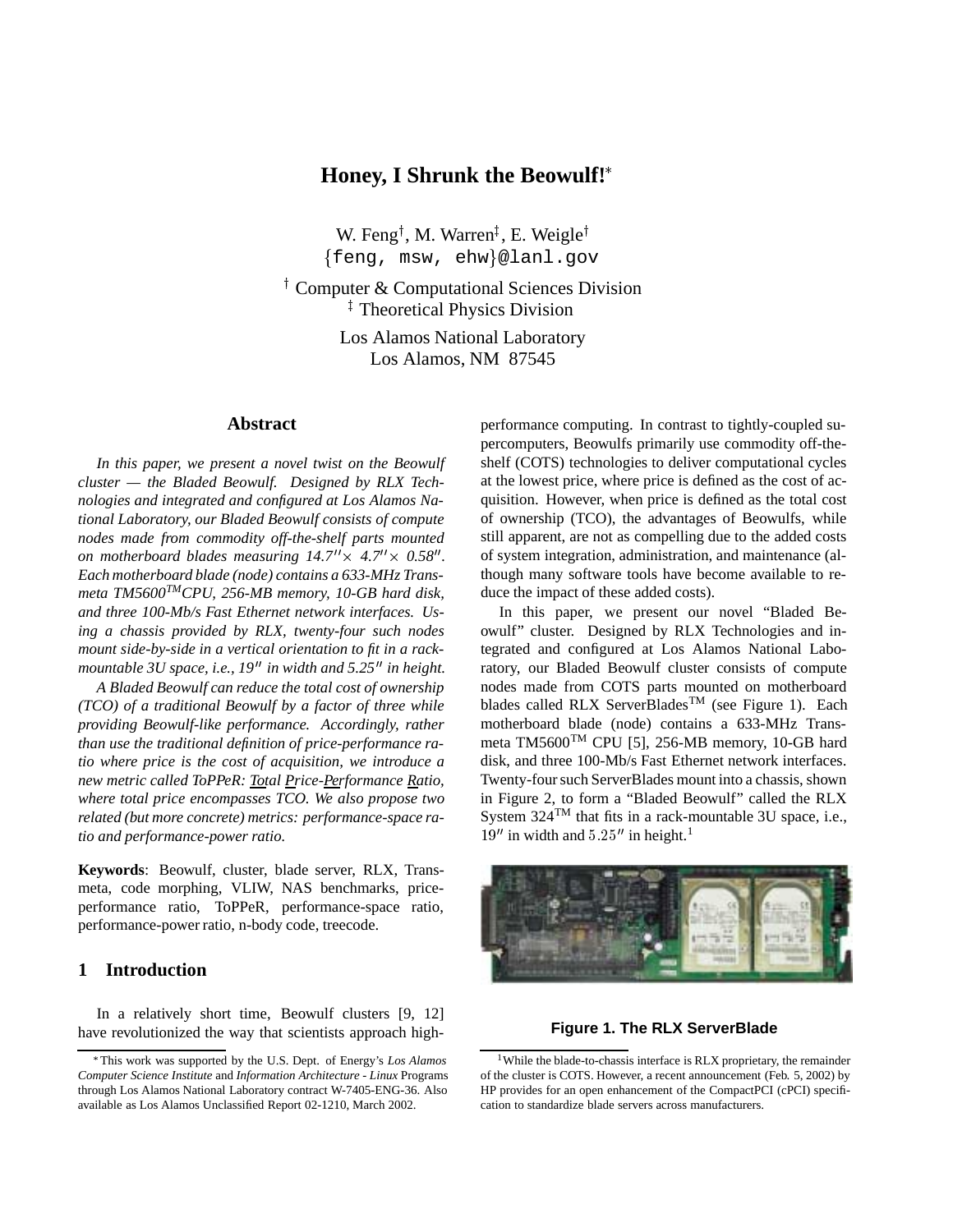# Honey, I Shrunk the Beowulf![*]

W. Feng[†], M. Warren[‡], E. Weigle[†]
{feng, msw, ehw}@lanl.gov

[†] Computer & Computational Sciences Division
[‡] Theoretical Physics Division

Los Alamos National Laboratory
Los Alamos, NM 87545

## Abstract

*In this paper, we present a novel twist on the Beowulf cluster — the Bladed Beowulf. Designed by RLX Technologies and integrated and configured at Los Alamos National Laboratory, our Bladed Beowulf consists of compute nodes made from commodity off-the-shelf parts mounted on motherboard blades measuring 14.7″× 4.7″× 0.58″. Each motherboard blade (node) contains a 633-MHz Transmeta TM5600™CPU, 256-MB memory, 10-GB hard disk, and three 100-Mb/s Fast Ethernet network interfaces. Using a chassis provided by RLX, twenty-four such nodes mount side-by-side in a vertical orientation to fit in a rack-mountable 3U space, i.e., 19″ in width and 5.25″ in height.*

*A Bladed Beowulf can reduce the total cost of ownership (TCO) of a traditional Beowulf by a factor of three while providing Beowulf-like performance. Accordingly, rather than use the traditional definition of price-performance ratio where price is the cost of acquisition, we introduce a new metric called ToPPeR: Total Price-Performance Ratio, where total price encompasses TCO. We also propose two related (but more concrete) metrics: performance-space ratio and performance-power ratio.*

**Keywords**: Beowulf, cluster, blade server, RLX, Transmeta, code morphing, VLIW, NAS benchmarks, price-performance ratio, ToPPeR, performance-space ratio, performance-power ratio, n-body code, treecode.

## 1 Introduction

In a relatively short time, Beowulf clusters [9, 12] have revolutionized the way that scientists approach high-performance computing. In contrast to tightly-coupled supercomputers, Beowulfs primarily use commodity off-the-shelf (COTS) technologies to deliver computational cycles at the lowest price, where price is defined as the cost of acquisition. However, when price is defined as the total cost of ownership (TCO), the advantages of Beowulfs, while still apparent, are not as compelling due to the added costs of system integration, administration, and maintenance (although many software tools have become available to reduce the impact of these added costs).

In this paper, we present our novel "Bladed Beowulf" cluster. Designed by RLX Technologies and integrated and configured at Los Alamos National Laboratory, our Bladed Beowulf cluster consists of compute nodes made from COTS parts mounted on motherboard blades called RLX ServerBlades™ (see Figure 1). Each motherboard blade (node) contains a 633-MHz Transmeta TM5600™ CPU [5], 256-MB memory, 10-GB hard disk, and three 100-Mb/s Fast Ethernet network interfaces. Twenty-four such ServerBlades mount into a chassis, shown in Figure 2, to form a "Bladed Beowulf" called the RLX System 324™ that fits in a rack-mountable 3U space, i.e., 19″ in width and 5.25″ in height.[1]

**Figure 1. The RLX ServerBlade**

[*] This work was supported by the U.S. Dept. of Energy's *Los Alamos Computer Science Institute* and *Information Architecture - Linux* Programs through Los Alamos National Laboratory contract W-7405-ENG-36. Also available as Los Alamos Unclassified Report 02-1210, March 2002.

[1] While the blade-to-chassis interface is RLX proprietary, the remainder of the cluster is COTS. However, a recent announcement (Feb. 5, 2002) by HP provides for an open enhancement of the CompactPCI (cPCI) specification to standardize blade servers across manufacturers.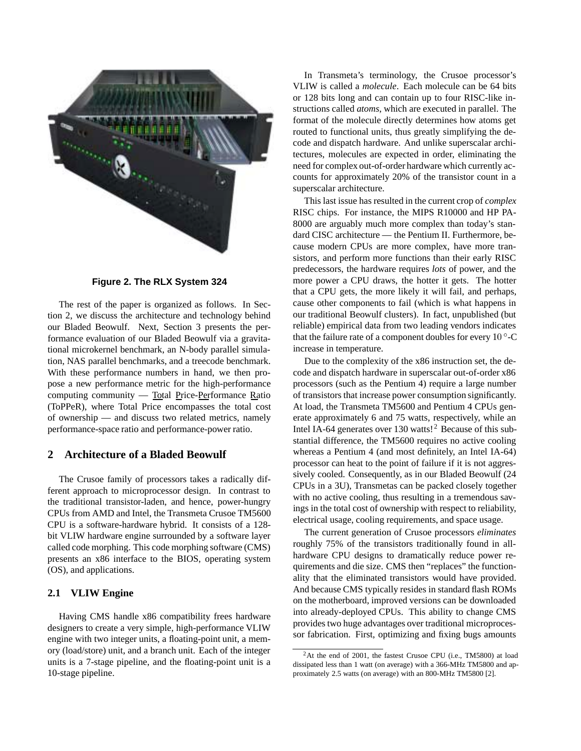Figure 2. The RLX System 324

The rest of the paper is organized as follows. In Section 2, we discuss the architecture and technology behind our Bladed Beowulf. Next, Section 3 presents the performance evaluation of our Bladed Beowulf via a gravitational microkernel benchmark, an N-body parallel simulation, NAS parallel benchmarks, and a treecode benchmark. With these performance numbers in hand, we then propose a new performance metric for the high-performance computing community — Total Price-Performance Ratio (ToPPeR), where Total Price encompasses the total cost of ownership — and discuss two related metrics, namely performance-space ratio and performance-power ratio.

## 2 Architecture of a Bladed Beowulf

The Crusoe family of processors takes a radically different approach to microprocessor design. In contrast to the traditional transistor-laden, and hence, power-hungry CPUs from AMD and Intel, the Transmeta Crusoe TM5600 CPU is a software-hardware hybrid. It consists of a 128-bit VLIW hardware engine surrounded by a software layer called code morphing. This code morphing software (CMS) presents an x86 interface to the BIOS, operating system (OS), and applications.

### 2.1 VLIW Engine

Having CMS handle x86 compatibility frees hardware designers to create a very simple, high-performance VLIW engine with two integer units, a floating-point unit, a memory (load/store) unit, and a branch unit. Each of the integer units is a 7-stage pipeline, and the floating-point unit is a 10-stage pipeline.

In Transmeta's terminology, the Crusoe processor's VLIW is called a *molecule*. Each molecule can be 64 bits or 128 bits long and can contain up to four RISC-like instructions called *atoms*, which are executed in parallel. The format of the molecule directly determines how atoms get routed to functional units, thus greatly simplifying the decode and dispatch hardware. And unlike superscalar architectures, molecules are expected in order, eliminating the need for complex out-of-order hardware which currently accounts for approximately 20% of the transistor count in a superscalar architecture.

This last issue has resulted in the current crop of *complex* RISC chips. For instance, the MIPS R10000 and HP PA-8000 are arguably much more complex than today's standard CISC architecture — the Pentium II. Furthermore, because modern CPUs are more complex, have more transistors, and perform more functions than their early RISC predecessors, the hardware requires *lots* of power, and the more power a CPU draws, the hotter it gets. The hotter that a CPU gets, the more likely it will fail, and perhaps, cause other components to fail (which is what happens in our traditional Beowulf clusters). In fact, unpublished (but reliable) empirical data from two leading vendors indicates that the failure rate of a component doubles for every 10 °-C increase in temperature.

Due to the complexity of the x86 instruction set, the decode and dispatch hardware in superscalar out-of-order x86 processors (such as the Pentium 4) require a large number of transistors that increase power consumption significantly. At load, the Transmeta TM5600 and Pentium 4 CPUs generate approximately 6 and 75 watts, respectively, while an Intel IA-64 generates over 130 watts![2] Because of this substantial difference, the TM5600 requires no active cooling whereas a Pentium 4 (and most definitely, an Intel IA-64) processor can heat to the point of failure if it is not aggressively cooled. Consequently, as in our Bladed Beowulf (24 CPUs in a 3U), Transmetas can be packed closely together with no active cooling, thus resulting in a tremendous savings in the total cost of ownership with respect to reliability, electrical usage, cooling requirements, and space usage.

The current generation of Crusoe processors *eliminates* roughly 75% of the transistors traditionally found in all-hardware CPU designs to dramatically reduce power requirements and die size. CMS then "replaces" the functionality that the eliminated transistors would have provided. And because CMS typically resides in standard flash ROMs on the motherboard, improved versions can be downloaded into already-deployed CPUs. This ability to change CMS provides two huge advantages over traditional microprocessor fabrication. First, optimizing and fixing bugs amounts

[2] At the end of 2001, the fastest Crusoe CPU (i.e., TM5800) at load dissipated less than 1 watt (on average) with a 366-MHz TM5800 and approximately 2.5 watts (on average) with an 800-MHz TM5800 [2].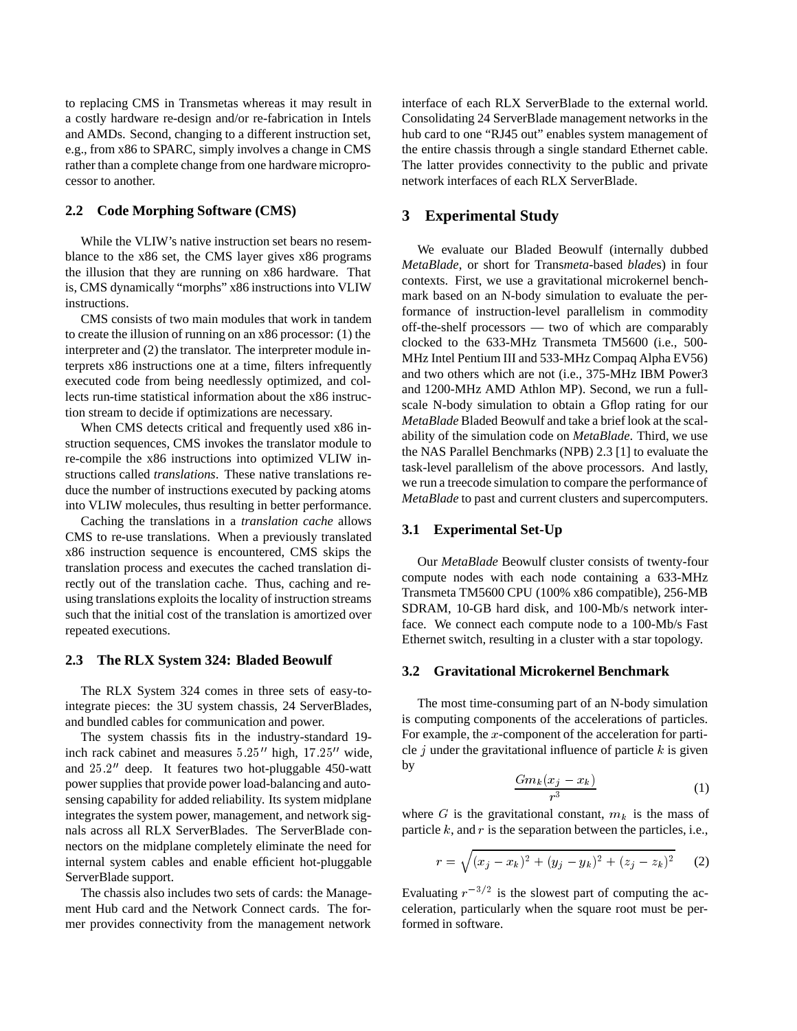to replacing CMS in Transmetas whereas it may result in a costly hardware re-design and/or re-fabrication in Intels and AMDs. Second, changing to a different instruction set, e.g., from x86 to SPARC, simply involves a change in CMS rather than a complete change from one hardware microprocessor to another.

### 2.2 Code Morphing Software (CMS)

While the VLIW's native instruction set bears no resemblance to the x86 set, the CMS layer gives x86 programs the illusion that they are running on x86 hardware. That is, CMS dynamically "morphs" x86 instructions into VLIW instructions.

CMS consists of two main modules that work in tandem to create the illusion of running on an x86 processor: (1) the interpreter and (2) the translator. The interpreter module interprets x86 instructions one at a time, filters infrequently executed code from being needlessly optimized, and collects run-time statistical information about the x86 instruction stream to decide if optimizations are necessary.

When CMS detects critical and frequently used x86 instruction sequences, CMS invokes the translator module to re-compile the x86 instructions into optimized VLIW instructions called *translations*. These native translations reduce the number of instructions executed by packing atoms into VLIW molecules, thus resulting in better performance.

Caching the translations in a *translation cache* allows CMS to re-use translations. When a previously translated x86 instruction sequence is encountered, CMS skips the translation process and executes the cached translation directly out of the translation cache. Thus, caching and reusing translations exploits the locality of instruction streams such that the initial cost of the translation is amortized over repeated executions.

### 2.3 The RLX System 324: Bladed Beowulf

The RLX System 324 comes in three sets of easy-to-integrate pieces: the 3U system chassis, 24 ServerBlades, and bundled cables for communication and power.

The system chassis fits in the industry-standard 19-inch rack cabinet and measures $5.25''$ high, $17.25''$ wide, and $25.2''$ deep. It features two hot-pluggable 450-watt power supplies that provide power load-balancing and auto-sensing capability for added reliability. Its system midplane integrates the system power, management, and network signals across all RLX ServerBlades. The ServerBlade connectors on the midplane completely eliminate the need for internal system cables and enable efficient hot-pluggable ServerBlade support.

The chassis also includes two sets of cards: the Management Hub card and the Network Connect cards. The former provides connectivity from the management network interface of each RLX ServerBlade to the external world. Consolidating 24 ServerBlade management networks in the hub card to one "RJ45 out" enables system management of the entire chassis through a single standard Ethernet cable. The latter provides connectivity to the public and private network interfaces of each RLX ServerBlade.

## 3 Experimental Study

We evaluate our Bladed Beowulf (internally dubbed *MetaBlade*, or short for Trans*meta*-based *blade*s) in four contexts. First, we use a gravitational microkernel benchmark based on an N-body simulation to evaluate the performance of instruction-level parallelism in commodity off-the-shelf processors — two of which are comparably clocked to the 633-MHz Transmeta TM5600 (i.e., 500-MHz Intel Pentium III and 533-MHz Compaq Alpha EV56) and two others which are not (i.e., 375-MHz IBM Power3 and 1200-MHz AMD Athlon MP). Second, we run a full-scale N-body simulation to obtain a Gflop rating for our *MetaBlade* Bladed Beowulf and take a brief look at the scalability of the simulation code on *MetaBlade*. Third, we use the NAS Parallel Benchmarks (NPB) 2.3 [1] to evaluate the task-level parallelism of the above processors. And lastly, we run a treecode simulation to compare the performance of *MetaBlade* to past and current clusters and supercomputers.

### 3.1 Experimental Set-Up

Our *MetaBlade* Beowulf cluster consists of twenty-four compute nodes with each node containing a 633-MHz Transmeta TM5600 CPU (100% x86 compatible), 256-MB SDRAM, 10-GB hard disk, and 100-Mb/s network interface. We connect each compute node to a 100-Mb/s Fast Ethernet switch, resulting in a cluster with a star topology.

### 3.2 Gravitational Microkernel Benchmark

The most time-consuming part of an N-body simulation is computing components of the accelerations of particles. For example, the $x$-component of the acceleration for particle $j$ under the gravitational influence of particle $k$ is given by

$$\frac{Gm_k(x_j - x_k)}{r^3} \tag{1}$$

where $G$ is the gravitational constant, $m_k$ is the mass of particle $k$, and $r$ is the separation between the particles, i.e.,

$$r = \sqrt{(x_j - x_k)^2 + (y_j - y_k)^2 + (z_j - z_k)^2} \tag{2}$$

Evaluating $r^{-3/2}$ is the slowest part of computing the acceleration, particularly when the square root must be performed in software.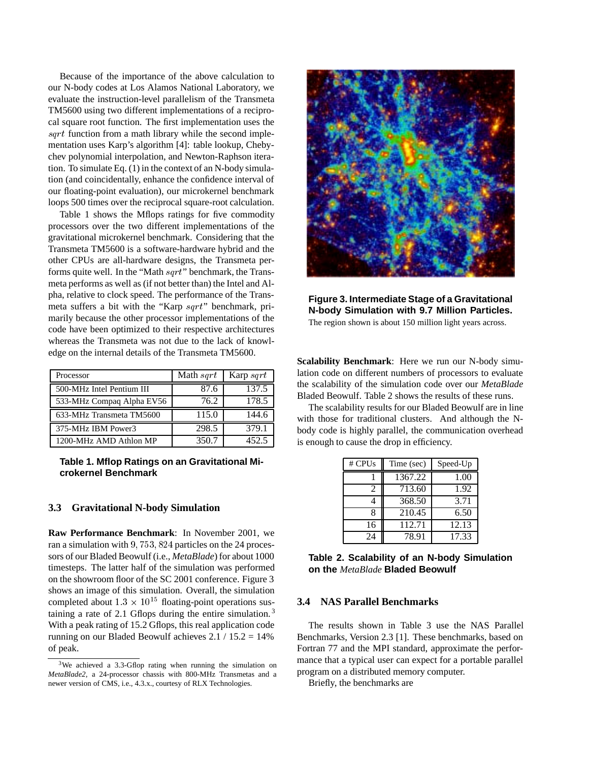Because of the importance of the above calculation to our N-body codes at Los Alamos National Laboratory, we evaluate the instruction-level parallelism of the Transmeta TM5600 using two different implementations of a reciprocal square root function. The first implementation uses the $sqrt$ function from a math library while the second implementation uses Karp's algorithm [4]: table lookup, Chebychev polynomial interpolation, and Newton-Raphson iteration. To simulate Eq. (1) in the context of an N-body simulation (and coincidentally, enhance the confidence interval of our floating-point evaluation), our microkernel benchmark loops 500 times over the reciprocal square-root calculation.

Table 1 shows the Mflops ratings for five commodity processors over the two different implementations of the gravitational microkernel benchmark. Considering that the Transmeta TM5600 is a software-hardware hybrid and the other CPUs are all-hardware designs, the Transmeta performs quite well. In the "Math $sqrt$" benchmark, the Transmeta performs as well as (if not better than) the Intel and Alpha, relative to clock speed. The performance of the Transmeta suffers a bit with the "Karp $sqrt$" benchmark, primarily because the other processor implementations of the code have been optimized to their respective architectures whereas the Transmeta was not due to the lack of knowledge on the internal details of the Transmeta TM5600.

| Processor | Math $sqrt$ | Karp $sqrt$ |
|---|---|---|
| 500-MHz Intel Pentium III | 87.6 | 137.5 |
| 533-MHz Compaq Alpha EV56 | 76.2 | 178.5 |
| 633-MHz Transmeta TM5600 | 115.0 | 144.6 |
| 375-MHz IBM Power3 | 298.5 | 379.1 |
| 1200-MHz AMD Athlon MP | 350.7 | 452.5 |

**Table 1. Mflop Ratings on an Gravitational Microkernel Benchmark**

### 3.3 Gravitational N-body Simulation

**Raw Performance Benchmark**: In November 2001, we ran a simulation with $9,753,824$ particles on the 24 processors of our Bladed Beowulf (i.e., *MetaBlade*) for about 1000 timesteps. The latter half of the simulation was performed on the showroom floor of the SC 2001 conference. Figure 3 shows an image of this simulation. Overall, the simulation completed about $1.3 \times 10^{15}$ floating-point operations sustaining a rate of 2.1 Gflops during the entire simulation.[3] With a peak rating of 15.2 Gflops, this real application code running on our Bladed Beowulf achieves 2.1 / 15.2 = 14% of peak.

[3] We achieved a 3.3-Gflop rating when running the simulation on *MetaBlade2*, a 24-processor chassis with 800-MHz Transmetas and a newer version of CMS, i.e., 4.3.x., courtesy of RLX Technologies.

**Figure 3. Intermediate Stage of a Gravitational N-body Simulation with 9.7 Million Particles.** The region shown is about 150 million light years across.

**Scalability Benchmark**: Here we run our N-body simulation code on different numbers of processors to evaluate the scalability of the simulation code over our *MetaBlade* Bladed Beowulf. Table 2 shows the results of these runs.

The scalability results for our Bladed Beowulf are in line with those for traditional clusters. And although the N-body code is highly parallel, the communication overhead is enough to cause the drop in efficiency.

| # CPUs | Time (sec) | Speed-Up |
|---|---|---|
| 1 | 1367.22 | 1.00 |
| 2 | 713.60 | 1.92 |
| 4 | 368.50 | 3.71 |
| 8 | 210.45 | 6.50 |
| 16 | 112.71 | 12.13 |
| 24 | 78.91 | 17.33 |

**Table 2. Scalability of an N-body Simulation on the *MetaBlade* Bladed Beowulf**

### 3.4 NAS Parallel Benchmarks

The results shown in Table 3 use the NAS Parallel Benchmarks, Version 2.3 [1]. These benchmarks, based on Fortran 77 and the MPI standard, approximate the performance that a typical user can expect for a portable parallel program on a distributed memory computer.

Briefly, the benchmarks are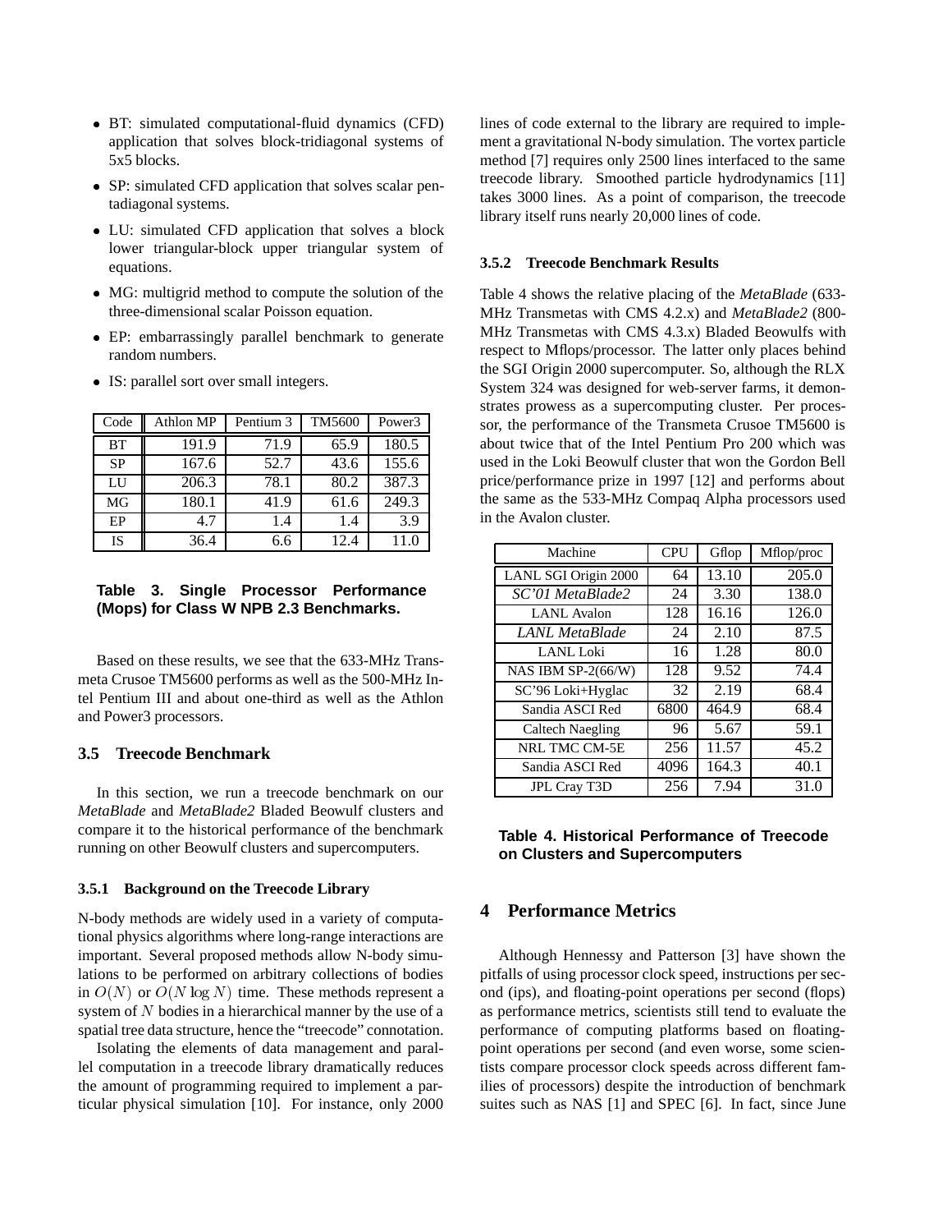- BT: simulated computational-fluid dynamics (CFD) application that solves block-tridiagonal systems of 5x5 blocks.
- SP: simulated CFD application that solves scalar pentadiagonal systems.
- LU: simulated CFD application that solves a block lower triangular-block upper triangular system of equations.
- MG: multigrid method to compute the solution of the three-dimensional scalar Poisson equation.
- EP: embarrassingly parallel benchmark to generate random numbers.
- IS: parallel sort over small integers.

| Code | Athlon MP | Pentium 3 | TM5600 | Power3 |
|---|---|---|---|---|
| BT | 191.9 | 71.9 | 65.9 | 180.5 |
| SP | 167.6 | 52.7 | 43.6 | 155.6 |
| LU | 206.3 | 78.1 | 80.2 | 387.3 |
| MG | 180.1 | 41.9 | 61.6 | 249.3 |
| EP | 4.7 | 1.4 | 1.4 | 3.9 |
| IS | 36.4 | 6.6 | 12.4 | 11.0 |

**Table 3. Single Processor Performance (Mops) for Class W NPB 2.3 Benchmarks.**

Based on these results, we see that the 633-MHz Transmeta Crusoe TM5600 performs as well as the 500-MHz Intel Pentium III and about one-third as well as the Athlon and Power3 processors.

### 3.5 Treecode Benchmark

In this section, we run a treecode benchmark on our *MetaBlade* and *MetaBlade2* Bladed Beowulf clusters and compare it to the historical performance of the benchmark running on other Beowulf clusters and supercomputers.

#### 3.5.1 Background on the Treecode Library

N-body methods are widely used in a variety of computational physics algorithms where long-range interactions are important. Several proposed methods allow N-body simulations to be performed on arbitrary collections of bodies in $O(N)$ or $O(N \log N)$ time. These methods represent a system of $N$ bodies in a hierarchical manner by the use of a spatial tree data structure, hence the "treecode" connotation.

Isolating the elements of data management and parallel computation in a treecode library dramatically reduces the amount of programming required to implement a particular physical simulation [10]. For instance, only 2000 lines of code external to the library are required to implement a gravitational N-body simulation. The vortex particle method [7] requires only 2500 lines interfaced to the same treecode library. Smoothed particle hydrodynamics [11] takes 3000 lines. As a point of comparison, the treecode library itself runs nearly 20,000 lines of code.

#### 3.5.2 Treecode Benchmark Results

Table 4 shows the relative placing of the *MetaBlade* (633-MHz Transmetas with CMS 4.2.x) and *MetaBlade2* (800-MHz Transmetas with CMS 4.3.x) Bladed Beowulfs with respect to Mflops/processor. The latter only places behind the SGI Origin 2000 supercomputer. So, although the RLX System 324 was designed for web-server farms, it demonstrates prowess as a supercomputing cluster. Per processor, the performance of the Transmeta Crusoe TM5600 is about twice that of the Intel Pentium Pro 200 which was used in the Loki Beowulf cluster that won the Gordon Bell price/performance prize in 1997 [12] and performs about the same as the 533-MHz Compaq Alpha processors used in the Avalon cluster.

| Machine | CPU | Gflop | Mflop/proc |
|---|---|---|---|
| LANL SGI Origin 2000 | 64 | 13.10 | 205.0 |
| *SC'01 MetaBlade2* | 24 | 3.30 | 138.0 |
| LANL Avalon | 128 | 16.16 | 126.0 |
| *LANL MetaBlade* | 24 | 2.10 | 87.5 |
| LANL Loki | 16 | 1.28 | 80.0 |
| NAS IBM SP-2(66/W) | 128 | 9.52 | 74.4 |
| SC'96 Loki+Hyglac | 32 | 2.19 | 68.4 |
| Sandia ASCI Red | 6800 | 464.9 | 68.4 |
| Caltech Naegling | 96 | 5.67 | 59.1 |
| NRL TMC CM-5E | 256 | 11.57 | 45.2 |
| Sandia ASCI Red | 4096 | 164.3 | 40.1 |
| JPL Cray T3D | 256 | 7.94 | 31.0 |

**Table 4. Historical Performance of Treecode on Clusters and Supercomputers**

## 4 Performance Metrics

Although Hennessy and Patterson [3] have shown the pitfalls of using processor clock speed, instructions per second (ips), and floating-point operations per second (flops) as performance metrics, scientists still tend to evaluate the performance of computing platforms based on floating-point operations per second (and even worse, some scientists compare processor clock speeds across different families of processors) despite the introduction of benchmark suites such as NAS [1] and SPEC [6]. In fact, since June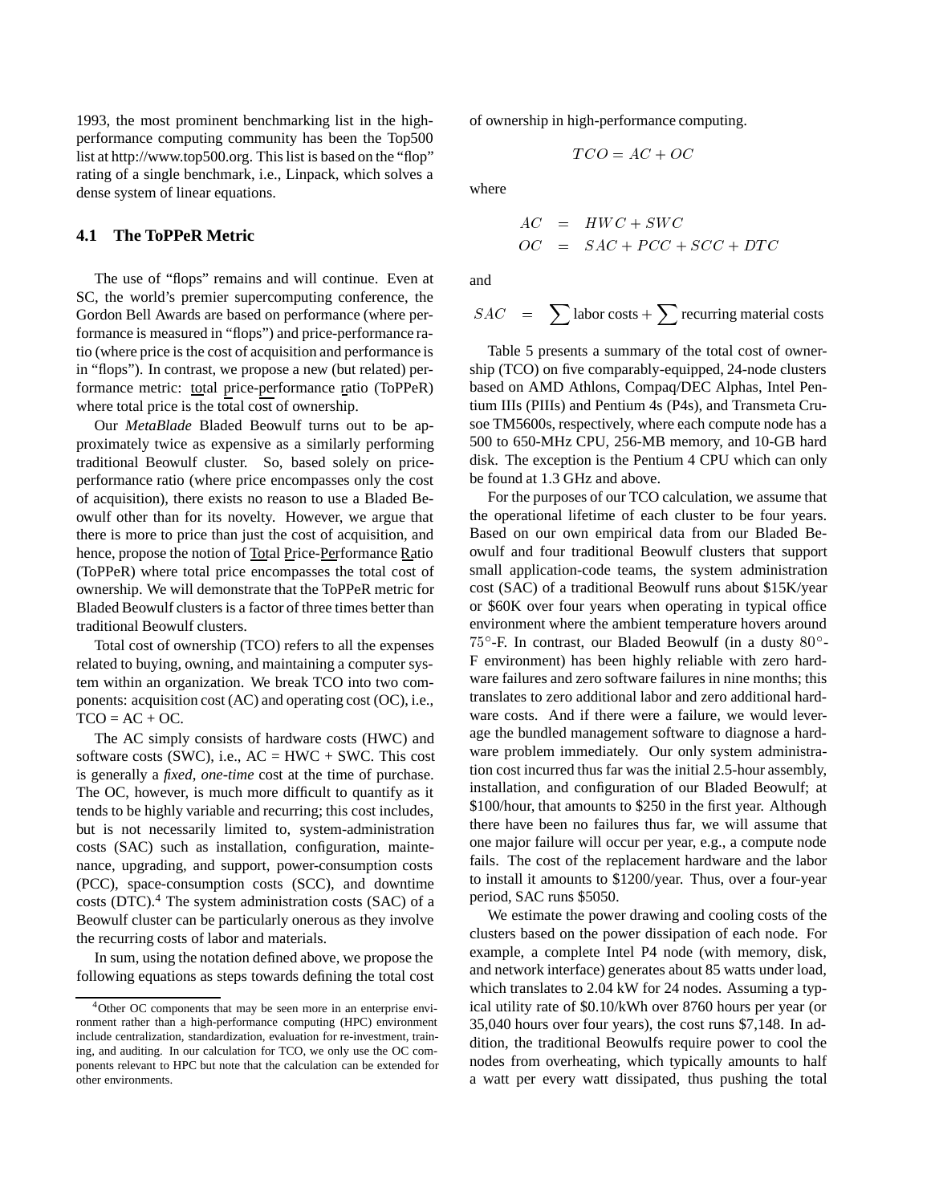1993, the most prominent benchmarking list in the high-performance computing community has been the Top500 list at http://www.top500.org. This list is based on the "flop" rating of a single benchmark, i.e., Linpack, which solves a dense system of linear equations.

### 4.1 The ToPPeR Metric

The use of "flops" remains and will continue. Even at SC, the world's premier supercomputing conference, the Gordon Bell Awards are based on performance (where performance is measured in "flops") and price-performance ratio (where price is the cost of acquisition and performance is in "flops"). In contrast, we propose a new (but related) performance metric: total price-performance ratio (ToPPeR) where total price is the total cost of ownership.

Our *MetaBlade* Bladed Beowulf turns out to be approximately twice as expensive as a similarly performing traditional Beowulf cluster. So, based solely on price-performance ratio (where price encompasses only the cost of acquisition), there exists no reason to use a Bladed Beowulf other than for its novelty. However, we argue that there is more to price than just the cost of acquisition, and hence, propose the notion of Total Price-Performance Ratio (ToPPeR) where total price encompasses the total cost of ownership. We will demonstrate that the ToPPeR metric for Bladed Beowulf clusters is a factor of three times better than traditional Beowulf clusters.

Total cost of ownership (TCO) refers to all the expenses related to buying, owning, and maintaining a computer system within an organization. We break TCO into two components: acquisition cost (AC) and operating cost (OC), i.e., TCO = AC + OC.

The AC simply consists of hardware costs (HWC) and software costs (SWC), i.e., AC = HWC + SWC. This cost is generally a *fixed*, *one-time* cost at the time of purchase. The OC, however, is much more difficult to quantify as it tends to be highly variable and recurring; this cost includes, but is not necessarily limited to, system-administration costs (SAC) such as installation, configuration, maintenance, upgrading, and support, power-consumption costs (PCC), space-consumption costs (SCC), and downtime costs (DTC).[4] The system administration costs (SAC) of a Beowulf cluster can be particularly onerous as they involve the recurring costs of labor and materials.

In sum, using the notation defined above, we propose the following equations as steps towards defining the total cost of ownership in high-performance computing.

$$TCO = AC + OC$$

where

$$\begin{aligned} AC &= HWC + SWC \\ OC &= SAC + PCC + SCC + DTC \end{aligned}$$

and

$$SAC = \sum \text{labor costs} + \sum \text{recurring material costs}$$

Table 5 presents a summary of the total cost of ownership (TCO) on five comparably-equipped, 24-node clusters based on AMD Athlons, Compaq/DEC Alphas, Intel Pentium IIIs (PIIIs) and Pentium 4s (P4s), and Transmeta Crusoe TM5600s, respectively, where each compute node has a 500 to 650-MHz CPU, 256-MB memory, and 10-GB hard disk. The exception is the Pentium 4 CPU which can only be found at 1.3 GHz and above.

For the purposes of our TCO calculation, we assume that the operational lifetime of each cluster to be four years. Based on our own empirical data from our Bladed Beowulf and four traditional Beowulf clusters that support small application-code teams, the system administration cost (SAC) of a traditional Beowulf runs about \$15K/year or \$60K over four years when operating in typical office environment where the ambient temperature hovers around $75^\circ$-F. In contrast, our Bladed Beowulf (in a dusty $80^\circ$-F environment) has been highly reliable with zero hardware failures and zero software failures in nine months; this translates to zero additional labor and zero additional hardware costs. And if there were a failure, we would leverage the bundled management software to diagnose a hardware problem immediately. Our only system administration cost incurred thus far was the initial 2.5-hour assembly, installation, and configuration of our Bladed Beowulf; at \$100/hour, that amounts to \$250 in the first year. Although there have been no failures thus far, we will assume that one major failure will occur per year, e.g., a compute node fails. The cost of the replacement hardware and the labor to install it amounts to \$1200/year. Thus, over a four-year period, SAC runs \$5050.

We estimate the power drawing and cooling costs of the clusters based on the power dissipation of each node. For example, a complete Intel P4 node (with memory, disk, and network interface) generates about 85 watts under load, which translates to 2.04 kW for 24 nodes. Assuming a typical utility rate of \$0.10/kWh over 8760 hours per year (or 35,040 hours over four years), the cost runs \$7,148. In addition, the traditional Beowulfs require power to cool the nodes from overheating, which typically amounts to half a watt per every watt dissipated, thus pushing the total

[4] Other OC components that may be seen more in an enterprise environment rather than a high-performance computing (HPC) environment include centralization, standardization, evaluation for re-investment, training, and auditing. In our calculation for TCO, we only use the OC components relevant to HPC but note that the calculation can be extended for other environments.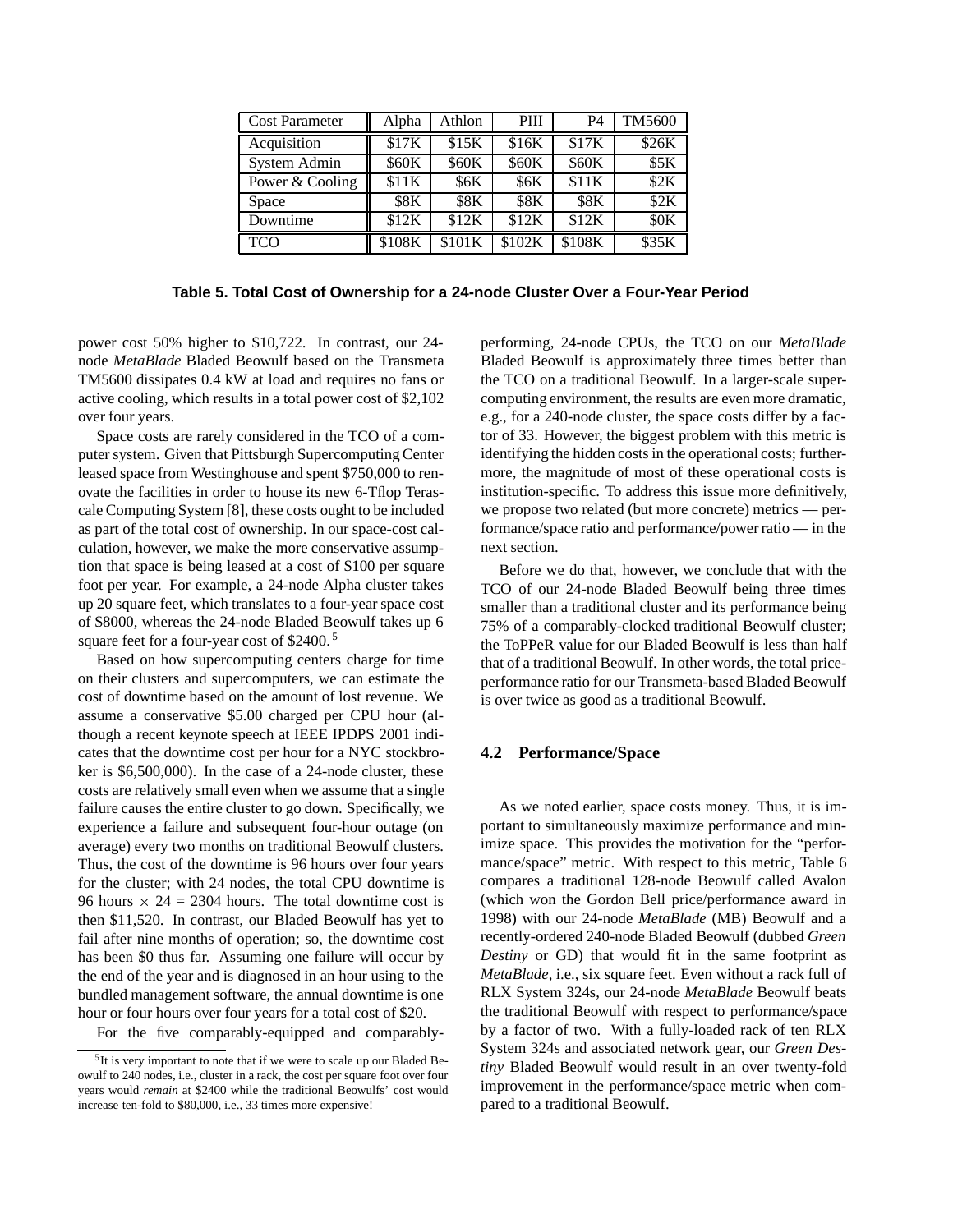| Cost Parameter | Alpha | Athlon | PIII | P4 | TM5600 |
|---|---|---|---|---|---|
| Acquisition | $17K | $15K | $16K | $17K | $26K |
| System Admin | $60K | $60K | $60K | $60K | $5K |
| Power & Cooling | $11K | $6K | $6K | $11K | $2K |
| Space | $8K | $8K | $8K | $8K | $2K |
| Downtime | $12K | $12K | $12K | $12K | $0K |
| TCO | $108K | $101K | $102K | $108K | $35K |

**Table 5. Total Cost of Ownership for a 24-node Cluster Over a Four-Year Period**

power cost 50% higher to $10,722. In contrast, our 24-node *MetaBlade* Bladed Beowulf based on the Transmeta TM5600 dissipates 0.4 kW at load and requires no fans or active cooling, which results in a total power cost of $2,102 over four years.

Space costs are rarely considered in the TCO of a computer system. Given that Pittsburgh Supercomputing Center leased space from Westinghouse and spent $750,000 to renovate the facilities in order to house its new 6-Tflop Terascale Computing System [8], these costs ought to be included as part of the total cost of ownership. In our space-cost calculation, however, we make the more conservative assumption that space is being leased at a cost of $100 per square foot per year. For example, a 24-node Alpha cluster takes up 20 square feet, which translates to a four-year space cost of $8000, whereas the 24-node Bladed Beowulf takes up 6 square feet for a four-year cost of $2400. [5]

Based on how supercomputing centers charge for time on their clusters and supercomputers, we can estimate the cost of downtime based on the amount of lost revenue. We assume a conservative $5.00 charged per CPU hour (although a recent keynote speech at IEEE IPDPS 2001 indicates that the downtime cost per hour for a NYC stockbroker is $6,500,000). In the case of a 24-node cluster, these costs are relatively small even when we assume that a single failure causes the entire cluster to go down. Specifically, we experience a failure and subsequent four-hour outage (on average) every two months on traditional Beowulf clusters. Thus, the cost of the downtime is 96 hours over four years for the cluster; with 24 nodes, the total CPU downtime is 96 hours $\times$ 24 = 2304 hours. The total downtime cost is then $11,520. In contrast, our Bladed Beowulf has yet to fail after nine months of operation; so, the downtime cost has been $0 thus far. Assuming one failure will occur by the end of the year and is diagnosed in an hour using to the bundled management software, the annual downtime is one hour or four hours over four years for a total cost of $20.

For the five comparably-equipped and comparably-performing, 24-node CPUs, the TCO on our *MetaBlade* Bladed Beowulf is approximately three times better than the TCO on a traditional Beowulf. In a larger-scale supercomputing environment, the results are even more dramatic, e.g., for a 240-node cluster, the space costs differ by a factor of 33. However, the biggest problem with this metric is identifying the hidden costs in the operational costs; furthermore, the magnitude of most of these operational costs is institution-specific. To address this issue more definitively, we propose two related (but more concrete) metrics — performance/space ratio and performance/power ratio — in the next section.

Before we do that, however, we conclude that with the TCO of our 24-node Bladed Beowulf being three times smaller than a traditional cluster and its performance being 75% of a comparably-clocked traditional Beowulf cluster; the ToPPeR value for our Bladed Beowulf is less than half that of a traditional Beowulf. In other words, the total price-performance ratio for our Transmeta-based Bladed Beowulf is over twice as good as a traditional Beowulf.

### 4.2 Performance/Space

As we noted earlier, space costs money. Thus, it is important to simultaneously maximize performance and minimize space. This provides the motivation for the "performance/space" metric. With respect to this metric, Table 6 compares a traditional 128-node Beowulf called Avalon (which won the Gordon Bell price/performance award in 1998) with our 24-node *MetaBlade* (MB) Beowulf and a recently-ordered 240-node Bladed Beowulf (dubbed *Green Destiny* or GD) that would fit in the same footprint as *MetaBlade*, i.e., six square feet. Even without a rack full of RLX System 324s, our 24-node *MetaBlade* Beowulf beats the traditional Beowulf with respect to performance/space by a factor of two. With a fully-loaded rack of ten RLX System 324s and associated network gear, our *Green Destiny* Bladed Beowulf would result in an over twenty-fold improvement in the performance/space metric when compared to a traditional Beowulf.

[5] It is very important to note that if we were to scale up our Bladed Beowulf to 240 nodes, i.e., cluster in a rack, the cost per square foot over four years would *remain* at $2400 while the traditional Beowulfs' cost would increase ten-fold to $80,000, i.e., 33 times more expensive!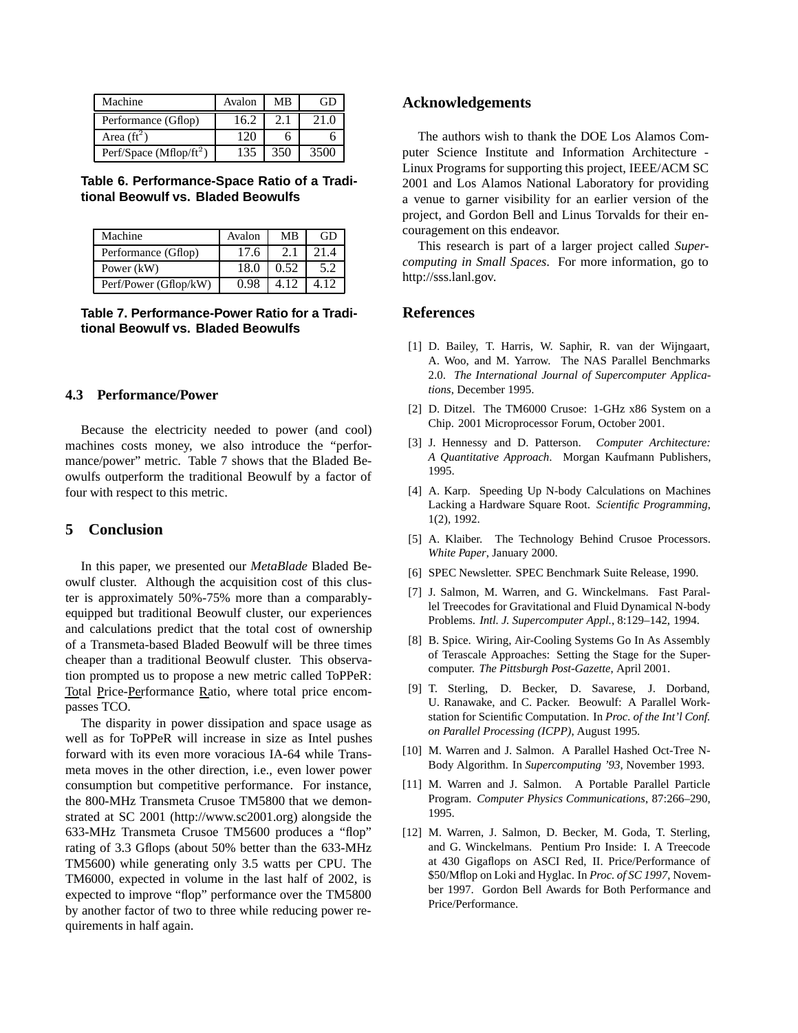| Machine | Avalon | MB | GD |
| --- | --- | --- | --- |
| Performance (Gflop) | 16.2 | 2.1 | 21.0 |
| Area ($ft^2$) | 120 | 6 | 6 |
| Perf/Space (Mflop/$ft^2$) | 135 | 350 | 3500 |

**Table 6. Performance-Space Ratio of a Traditional Beowulf vs. Bladed Beowulfs**

| Machine | Avalon | MB | GD |
| --- | --- | --- | --- |
| Performance (Gflop) | 17.6 | 2.1 | 21.4 |
| Power (kW) | 18.0 | 0.52 | 5.2 |
| Perf/Power (Gflop/kW) | 0.98 | 4.12 | 4.12 |

**Table 7. Performance-Power Ratio for a Traditional Beowulf vs. Bladed Beowulfs**

### 4.3 Performance/Power

Because the electricity needed to power (and cool) machines costs money, we also introduce the "performance/power" metric. Table 7 shows that the Bladed Beowulfs outperform the traditional Beowulf by a factor of four with respect to this metric.

## 5 Conclusion

In this paper, we presented our *MetaBlade* Bladed Beowulf cluster. Although the acquisition cost of this cluster is approximately 50%-75% more than a comparably-equipped but traditional Beowulf cluster, our experiences and calculations predict that the total cost of ownership of a Transmeta-based Bladed Beowulf will be three times cheaper than a traditional Beowulf cluster. This observation prompted us to propose a new metric called ToPPeR: Total Price-Performance Ratio, where total price encompasses TCO.

The disparity in power dissipation and space usage as well as for ToPPeR will increase in size as Intel pushes forward with its even more voracious IA-64 while Transmeta moves in the other direction, i.e., even lower power consumption but competitive performance. For instance, the 800-MHz Transmeta Crusoe TM5800 that we demonstrated at SC 2001 (http://www.sc2001.org) alongside the 633-MHz Transmeta Crusoe TM5600 produces a "flop" rating of 3.3 Gflops (about 50% better than the 633-MHz TM5600) while generating only 3.5 watts per CPU. The TM6000, expected in volume in the last half of 2002, is expected to improve "flop" performance over the TM5800 by another factor of two to three while reducing power requirements in half again.

## Acknowledgements

The authors wish to thank the DOE Los Alamos Computer Science Institute and Information Architecture - Linux Programs for supporting this project, IEEE/ACM SC 2001 and Los Alamos National Laboratory for providing a venue to garner visibility for an earlier version of the project, and Gordon Bell and Linus Torvalds for their encouragement on this endeavor.

This research is part of a larger project called *Supercomputing in Small Spaces*. For more information, go to http://sss.lanl.gov.

## References

[1] D. Bailey, T. Harris, W. Saphir, R. van der Wijngaart, A. Woo, and M. Yarrow. The NAS Parallel Benchmarks 2.0. *The International Journal of Supercomputer Applications*, December 1995.

[2] D. Ditzel. The TM6000 Crusoe: 1-GHz x86 System on a Chip. 2001 Microprocessor Forum, October 2001.

[3] J. Hennessy and D. Patterson. *Computer Architecture: A Quantitative Approach*. Morgan Kaufmann Publishers, 1995.

[4] A. Karp. Speeding Up N-body Calculations on Machines Lacking a Hardware Square Root. *Scientific Programming*, 1(2), 1992.

[5] A. Klaiber. The Technology Behind Crusoe Processors. *White Paper*, January 2000.

[6] SPEC Newsletter. SPEC Benchmark Suite Release, 1990.

[7] J. Salmon, M. Warren, and G. Winckelmans. Fast Parallel Treecodes for Gravitational and Fluid Dynamical N-body Problems. *Intl. J. Supercomputer Appl.*, 8:129–142, 1994.

[8] B. Spice. Wiring, Air-Cooling Systems Go In As Assembly of Terascale Approaches: Setting the Stage for the Supercomputer. *The Pittsburgh Post-Gazette*, April 2001.

[9] T. Sterling, D. Becker, D. Savarese, J. Dorband, U. Ranawake, and C. Packer. Beowulf: A Parallel Workstation for Scientific Computation. In *Proc. of the Int'l Conf. on Parallel Processing (ICPP)*, August 1995.

[10] M. Warren and J. Salmon. A Parallel Hashed Oct-Tree N-Body Algorithm. In *Supercomputing '93*, November 1993.

[11] M. Warren and J. Salmon. A Portable Parallel Particle Program. *Computer Physics Communications*, 87:266–290, 1995.

[12] M. Warren, J. Salmon, D. Becker, M. Goda, T. Sterling, and G. Winckelmans. Pentium Pro Inside: I. A Treecode at 430 Gigaflops on ASCI Red, II. Price/Performance of $50/Mflop on Loki and Hyglac. In *Proc. of SC 1997*, November 1997. Gordon Bell Awards for Both Performance and Price/Performance.